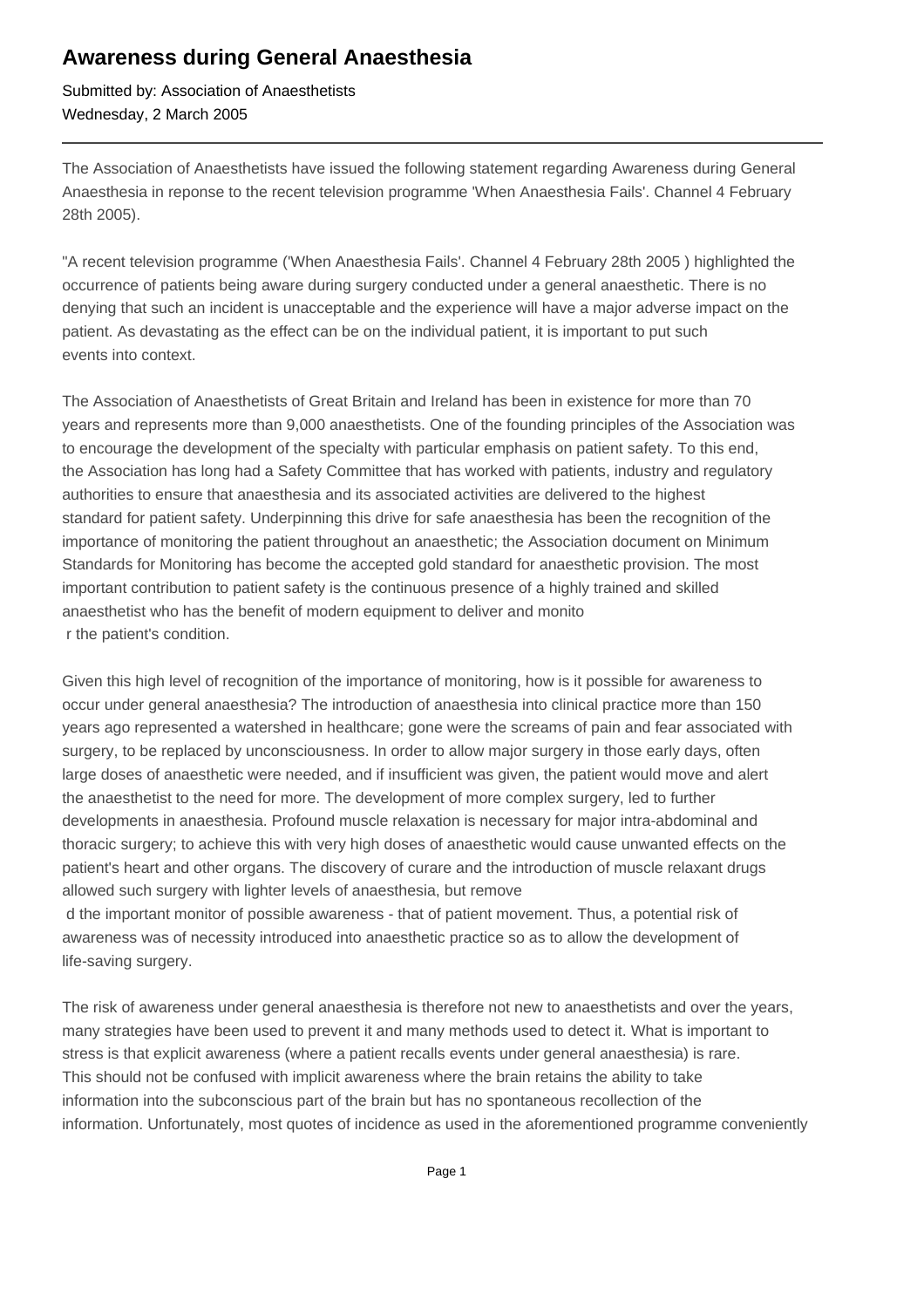# Awareness during General Anaesthesia

Submitted by: Association of Anaesthetists
Wednesday, 2 March 2005

---

The Association of Anaesthetists have issued the following statement regarding Awareness during General Anaesthesia in reponse to the recent television programme 'When Anaesthesia Fails'. Channel 4 February 28th 2005).

"A recent television programme ('When Anaesthesia Fails'. Channel 4 February 28th 2005 ) highlighted the occurrence of patients being aware during surgery conducted under a general anaesthetic. There is no denying that such an incident is unacceptable and the experience will have a major adverse impact on the patient. As devastating as the effect can be on the individual patient, it is important to put such events into context.

The Association of Anaesthetists of Great Britain and Ireland has been in existence for more than 70 years and represents more than 9,000 anaesthetists. One of the founding principles of the Association was to encourage the development of the specialty with particular emphasis on patient safety. To this end, the Association has long had a Safety Committee that has worked with patients, industry and regulatory authorities to ensure that anaesthesia and its associated activities are delivered to the highest standard for patient safety. Underpinning this drive for safe anaesthesia has been the recognition of the importance of monitoring the patient throughout an anaesthetic; the Association document on Minimum Standards for Monitoring has become the accepted gold standard for anaesthetic provision. The most important contribution to patient safety is the continuous presence of a highly trained and skilled anaesthetist who has the benefit of modern equipment to deliver and monitor the patient's condition.

Given this high level of recognition of the importance of monitoring, how is it possible for awareness to occur under general anaesthesia? The introduction of anaesthesia into clinical practice more than 150 years ago represented a watershed in healthcare; gone were the screams of pain and fear associated with surgery, to be replaced by unconsciousness. In order to allow major surgery in those early days, often large doses of anaesthetic were needed, and if insufficient was given, the patient would move and alert the anaesthetist to the need for more. The development of more complex surgery, led to further developments in anaesthesia. Profound muscle relaxation is necessary for major intra-abdominal and thoracic surgery; to achieve this with very high doses of anaesthetic would cause unwanted effects on the patient's heart and other organs. The discovery of curare and the introduction of muscle relaxant drugs allowed such surgery with lighter levels of anaesthesia, but removed the important monitor of possible awareness - that of patient movement. Thus, a potential risk of awareness was of necessity introduced into anaesthetic practice so as to allow the development of life-saving surgery.

The risk of awareness under general anaesthesia is therefore not new to anaesthetists and over the years, many strategies have been used to prevent it and many methods used to detect it. What is important to stress is that explicit awareness (where a patient recalls events under general anaesthesia) is rare. This should not be confused with implicit awareness where the brain retains the ability to take information into the subconscious part of the brain but has no spontaneous recollection of the information. Unfortunately, most quotes of incidence as used in the aforementioned programme conveniently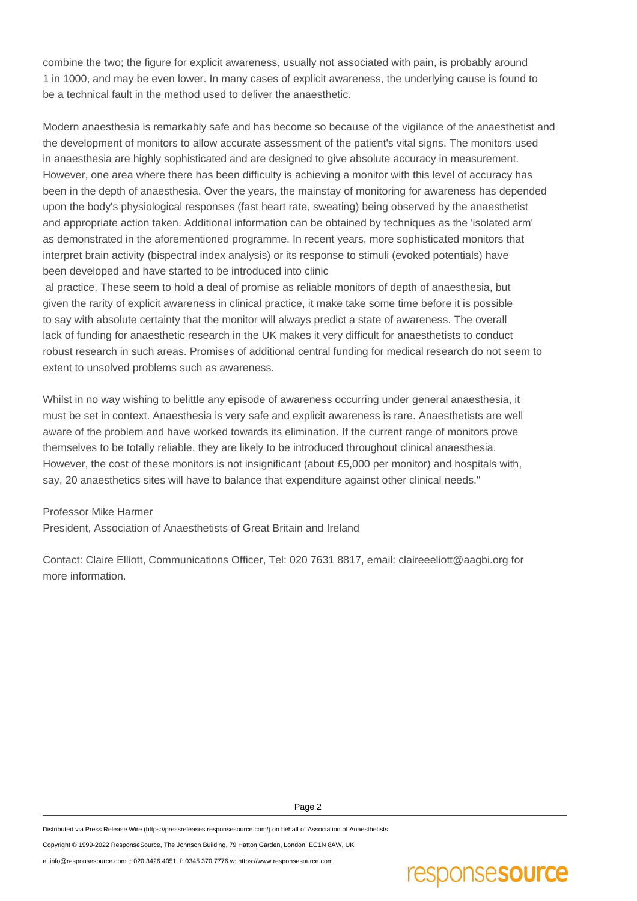combine the two; the figure for explicit awareness, usually not associated with pain, is probably around 1 in 1000, and may be even lower. In many cases of explicit awareness, the underlying cause is found to be a technical fault in the method used to deliver the anaesthetic.

Modern anaesthesia is remarkably safe and has become so because of the vigilance of the anaesthetist and the development of monitors to allow accurate assessment of the patient's vital signs. The monitors used in anaesthesia are highly sophisticated and are designed to give absolute accuracy in measurement. However, one area where there has been difficulty is achieving a monitor with this level of accuracy has been in the depth of anaesthesia. Over the years, the mainstay of monitoring for awareness has depended upon the body's physiological responses (fast heart rate, sweating) being observed by the anaesthetist and appropriate action taken. Additional information can be obtained by techniques as the 'isolated arm' as demonstrated in the aforementioned programme. In recent years, more sophisticated monitors that interpret brain activity (bispectral index analysis) or its response to stimuli (evoked potentials) have been developed and have started to be introduced into clinic al practice. These seem to hold a deal of promise as reliable monitors of depth of anaesthesia, but given the rarity of explicit awareness in clinical practice, it make take some time before it is possible to say with absolute certainty that the monitor will always predict a state of awareness. The overall lack of funding for anaesthetic research in the UK makes it very difficult for anaesthetists to conduct robust research in such areas. Promises of additional central funding for medical research do not seem to extent to unsolved problems such as awareness.

Whilst in no way wishing to belittle any episode of awareness occurring under general anaesthesia, it must be set in context. Anaesthesia is very safe and explicit awareness is rare. Anaesthetists are well aware of the problem and have worked towards its elimination. If the current range of monitors prove themselves to be totally reliable, they are likely to be introduced throughout clinical anaesthesia. However, the cost of these monitors is not insignificant (about £5,000 per monitor) and hospitals with, say, 20 anaesthetics sites will have to balance that expenditure against other clinical needs."

Professor Mike Harmer
President, Association of Anaesthetists of Great Britain and Ireland

Contact: Claire Elliott, Communications Officer, Tel: 020 7631 8817, email: claireeeliott@aagbi.org for more information.